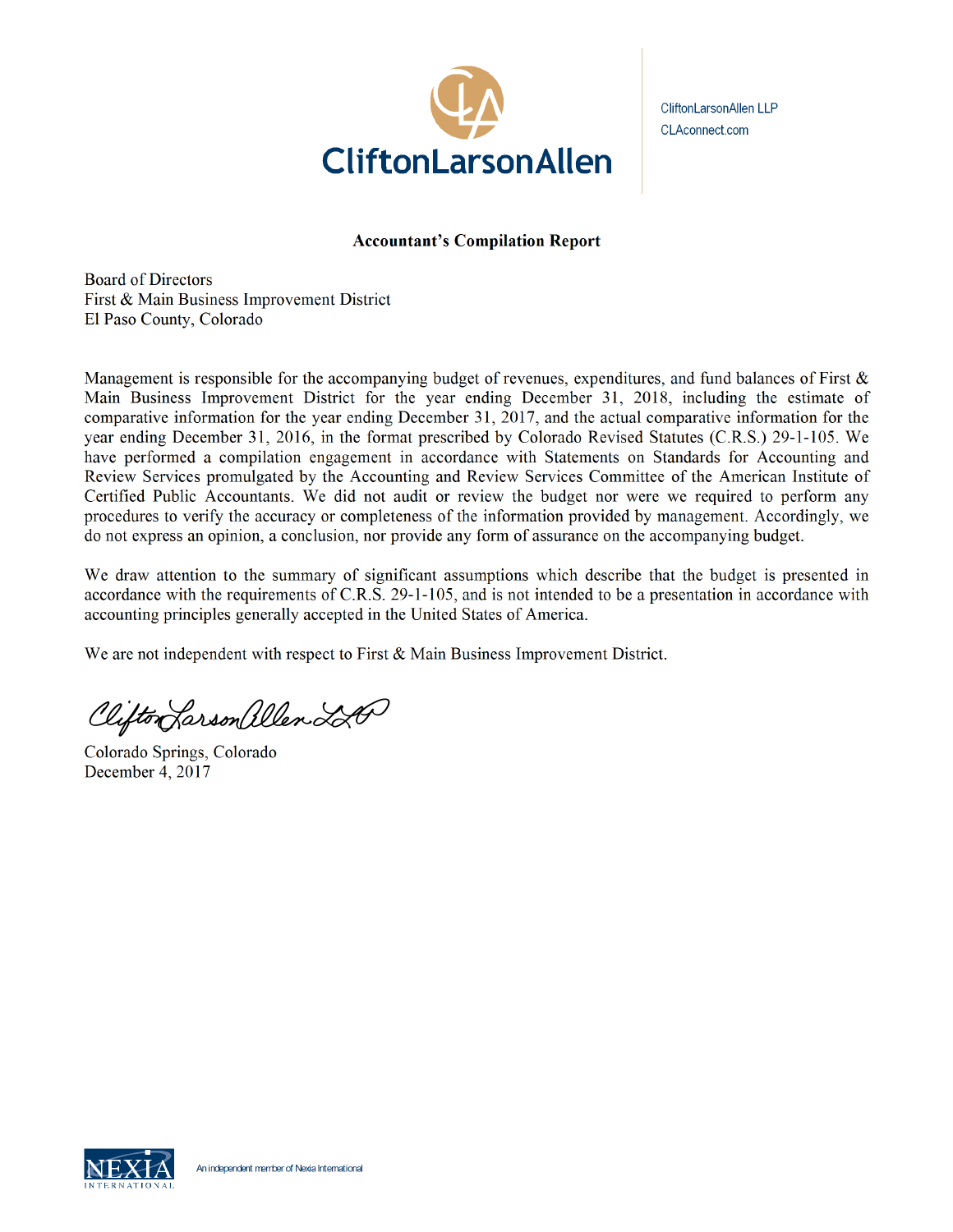CliftonLarsonAllen

CliftonLarsonAllen LLP
CLAconnect.com

**Accountant's Compilation Report**

Board of Directors
First & Main Business Improvement District
El Paso County, Colorado

Management is responsible for the accompanying budget of revenues, expenditures, and fund balances of First & Main Business Improvement District for the year ending December 31, 2018, including the estimate of comparative information for the year ending December 31, 2017, and the actual comparative information for the year ending December 31, 2016, in the format prescribed by Colorado Revised Statutes (C.R.S.) 29-1-105. We have performed a compilation engagement in accordance with Statements on Standards for Accounting and Review Services promulgated by the Accounting and Review Services Committee of the American Institute of Certified Public Accountants. We did not audit or review the budget nor were we required to perform any procedures to verify the accuracy or completeness of the information provided by management. Accordingly, we do not express an opinion, a conclusion, nor provide any form of assurance on the accompanying budget.

We draw attention to the summary of significant assumptions which describe that the budget is presented in accordance with the requirements of C.R.S. 29-1-105, and is not intended to be a presentation in accordance with accounting principles generally accepted in the United States of America.

We are not independent with respect to First & Main Business Improvement District.

CliftonLarsonAllen LLP

Colorado Springs, Colorado
December 4, 2017

NEXIA INTERNATIONAL An independent member of Nexia International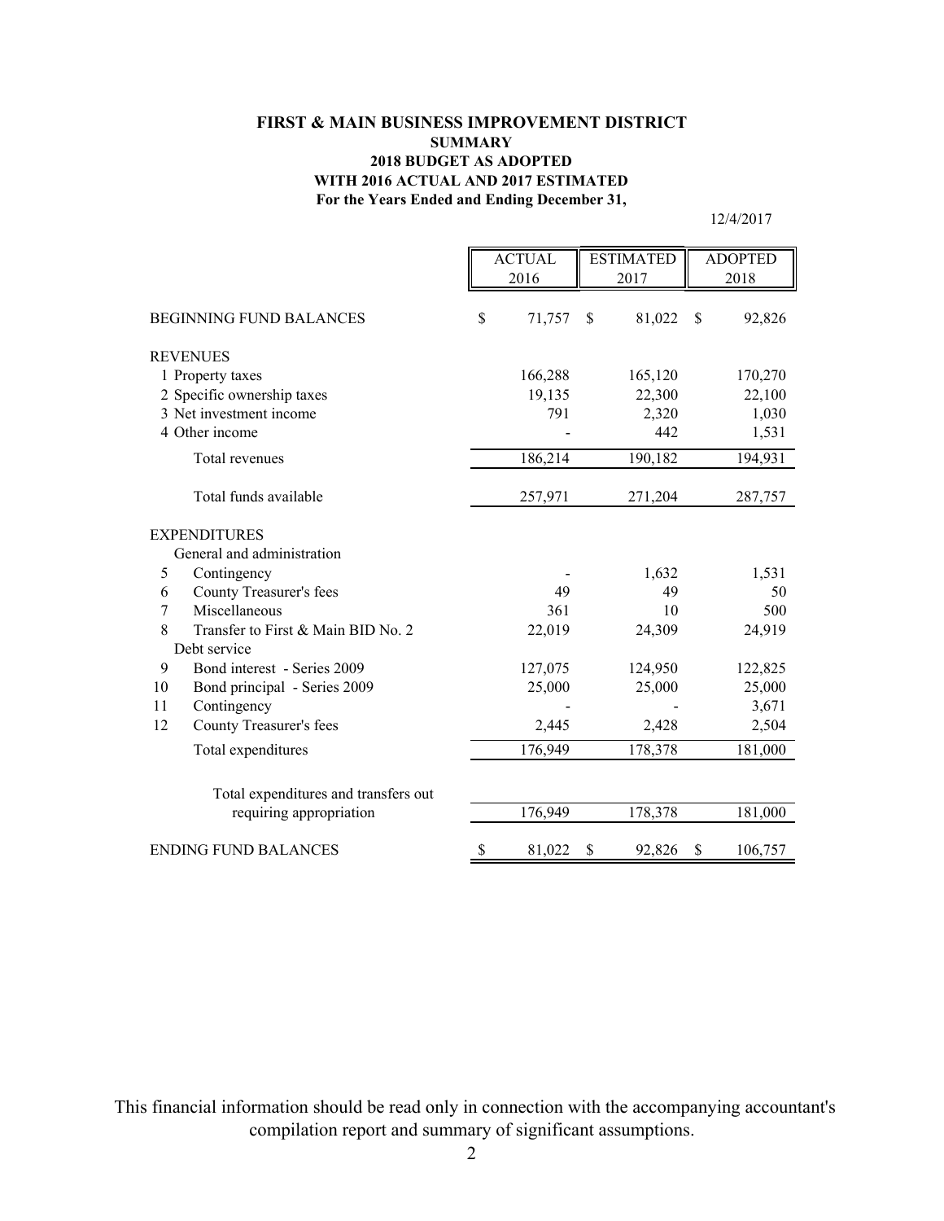**FIRST & MAIN BUSINESS IMPROVEMENT DISTRICT**
**SUMMARY**
**2018 BUDGET AS ADOPTED**
**WITH 2016 ACTUAL AND 2017 ESTIMATED**
**For the Years Ended and Ending December 31,**

12/4/2017

| | | ACTUAL 2016 | ESTIMATED 2017 | ADOPTED 2018 |
|---|---|---|---|---|
| BEGINNING FUND BALANCES | | $ 71,757 | $ 81,022 | $ 92,826 |
| REVENUES | | | | |
| 1 | Property taxes | 166,288 | 165,120 | 170,270 |
| 2 | Specific ownership taxes | 19,135 | 22,300 | 22,100 |
| 3 | Net investment income | 791 | 2,320 | 1,030 |
| 4 | Other income | - | 442 | 1,531 |
| | Total revenues | 186,214 | 190,182 | 194,931 |
| | Total funds available | 257,971 | 271,204 | 287,757 |
| EXPENDITURES | | | | |
| General and administration | | | | |
| 5 | Contingency | - | 1,632 | 1,531 |
| 6 | County Treasurer's fees | 49 | 49 | 50 |
| 7 | Miscellaneous | 361 | 10 | 500 |
| 8 | Transfer to First & Main BID No. 2 | 22,019 | 24,309 | 24,919 |
| Debt service | | | | |
| 9 | Bond interest - Series 2009 | 127,075 | 124,950 | 122,825 |
| 10 | Bond principal - Series 2009 | 25,000 | 25,000 | 25,000 |
| 11 | Contingency | - | - | 3,671 |
| 12 | County Treasurer's fees | 2,445 | 2,428 | 2,504 |
| | Total expenditures | 176,949 | 178,378 | 181,000 |
| | Total expenditures and transfers out requiring appropriation | 176,949 | 178,378 | 181,000 |
| ENDING FUND BALANCES | | $ 81,022 | $ 92,826 | $ 106,757 |

This financial information should be read only in connection with the accompanying accountant's compilation report and summary of significant assumptions.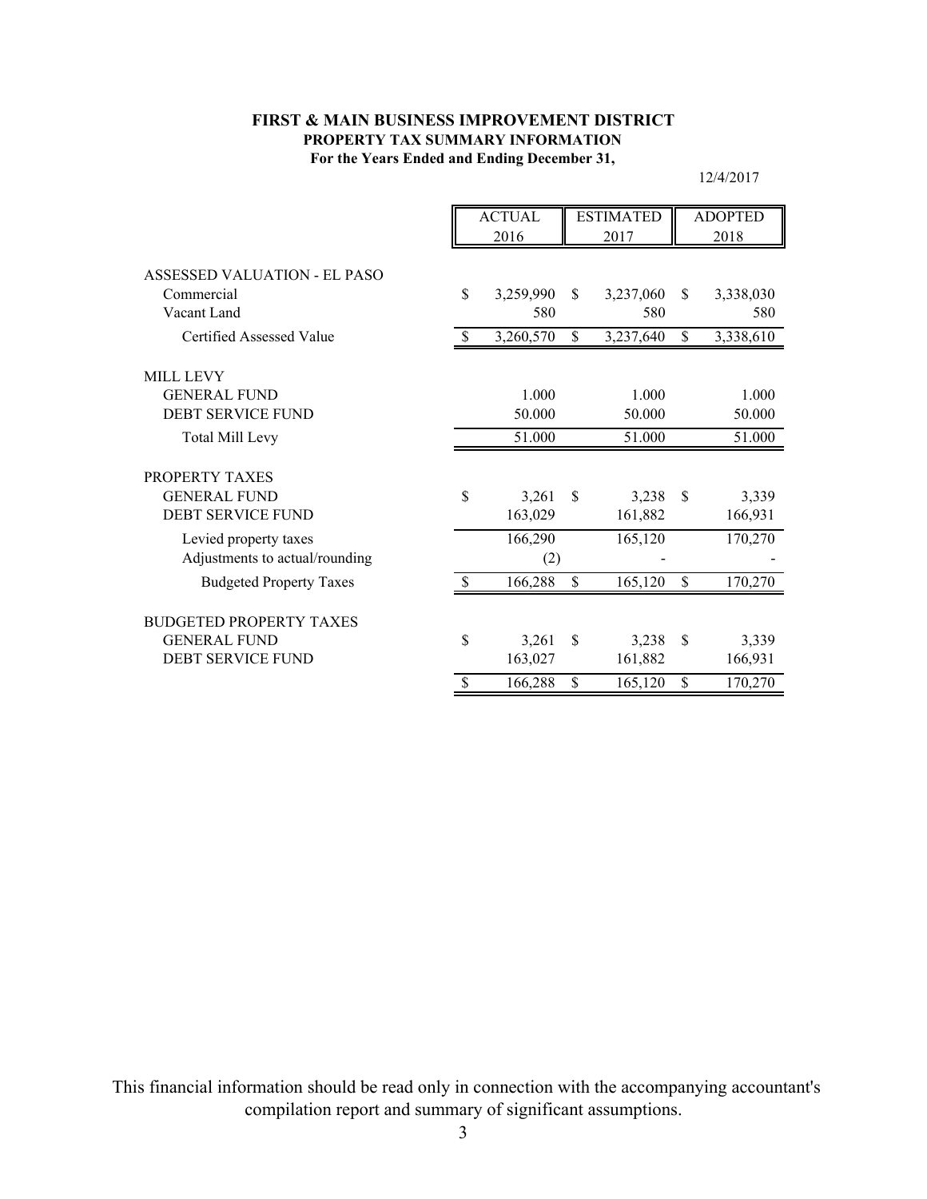**FIRST & MAIN BUSINESS IMPROVEMENT DISTRICT**
**PROPERTY TAX SUMMARY INFORMATION**
**For the Years Ended and Ending December 31,**

12/4/2017

| | ACTUAL 2016 | ESTIMATED 2017 | ADOPTED 2018 |
|---|---|---|---|
| ASSESSED VALUATION - EL PASO | | | |
| Commercial | $ 3,259,990 | $ 3,237,060 | $ 3,338,030 |
| Vacant Land | 580 | 580 | 580 |
| Certified Assessed Value | $ 3,260,570 | $ 3,237,640 | $ 3,338,610 |
| MILL LEVY | | | |
| GENERAL FUND | 1.000 | 1.000 | 1.000 |
| DEBT SERVICE FUND | 50.000 | 50.000 | 50.000 |
| Total Mill Levy | 51.000 | 51.000 | 51.000 |
| PROPERTY TAXES | | | |
| GENERAL FUND | $ 3,261 | $ 3,238 | $ 3,339 |
| DEBT SERVICE FUND | 163,029 | 161,882 | 166,931 |
| Levied property taxes | 166,290 | 165,120 | 170,270 |
| Adjustments to actual/rounding | (2) | - | - |
| Budgeted Property Taxes | $ 166,288 | $ 165,120 | $ 170,270 |
| BUDGETED PROPERTY TAXES | | | |
| GENERAL FUND | $ 3,261 | $ 3,238 | $ 3,339 |
| DEBT SERVICE FUND | 163,027 | 161,882 | 166,931 |
| | $ 166,288 | $ 165,120 | $ 170,270 |

This financial information should be read only in connection with the accompanying accountant's compilation report and summary of significant assumptions.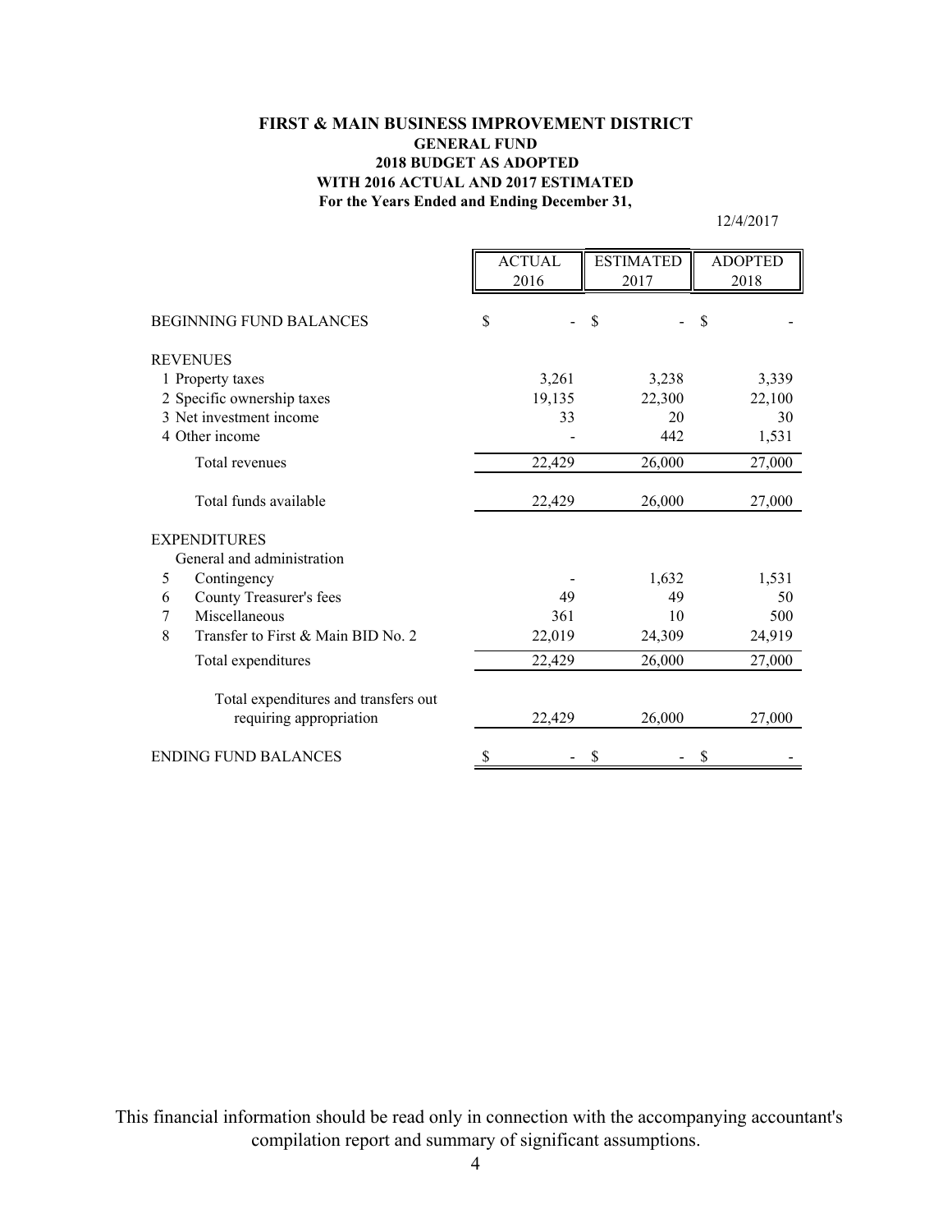**FIRST & MAIN BUSINESS IMPROVEMENT DISTRICT**
**GENERAL FUND**
**2018 BUDGET AS ADOPTED**
**WITH 2016 ACTUAL AND 2017 ESTIMATED**
**For the Years Ended and Ending December 31,**

12/4/2017

| | ACTUAL 2016 | ESTIMATED 2017 | ADOPTED 2018 |
|---|---|---|---|
| BEGINNING FUND BALANCES | $ - | $ - | $ - |
| REVENUES | | | |
| 1 Property taxes | 3,261 | 3,238 | 3,339 |
| 2 Specific ownership taxes | 19,135 | 22,300 | 22,100 |
| 3 Net investment income | 33 | 20 | 30 |
| 4 Other income | - | 442 | 1,531 |
| Total revenues | 22,429 | 26,000 | 27,000 |
| Total funds available | 22,429 | 26,000 | 27,000 |
| EXPENDITURES | | | |
| General and administration | | | |
| 5 Contingency | - | 1,632 | 1,531 |
| 6 County Treasurer's fees | 49 | 49 | 50 |
| 7 Miscellaneous | 361 | 10 | 500 |
| 8 Transfer to First & Main BID No. 2 | 22,019 | 24,309 | 24,919 |
| Total expenditures | 22,429 | 26,000 | 27,000 |
| Total expenditures and transfers out requiring appropriation | 22,429 | 26,000 | 27,000 |
| ENDING FUND BALANCES | $ - | $ - | $ - |

This financial information should be read only in connection with the accompanying accountant's compilation report and summary of significant assumptions.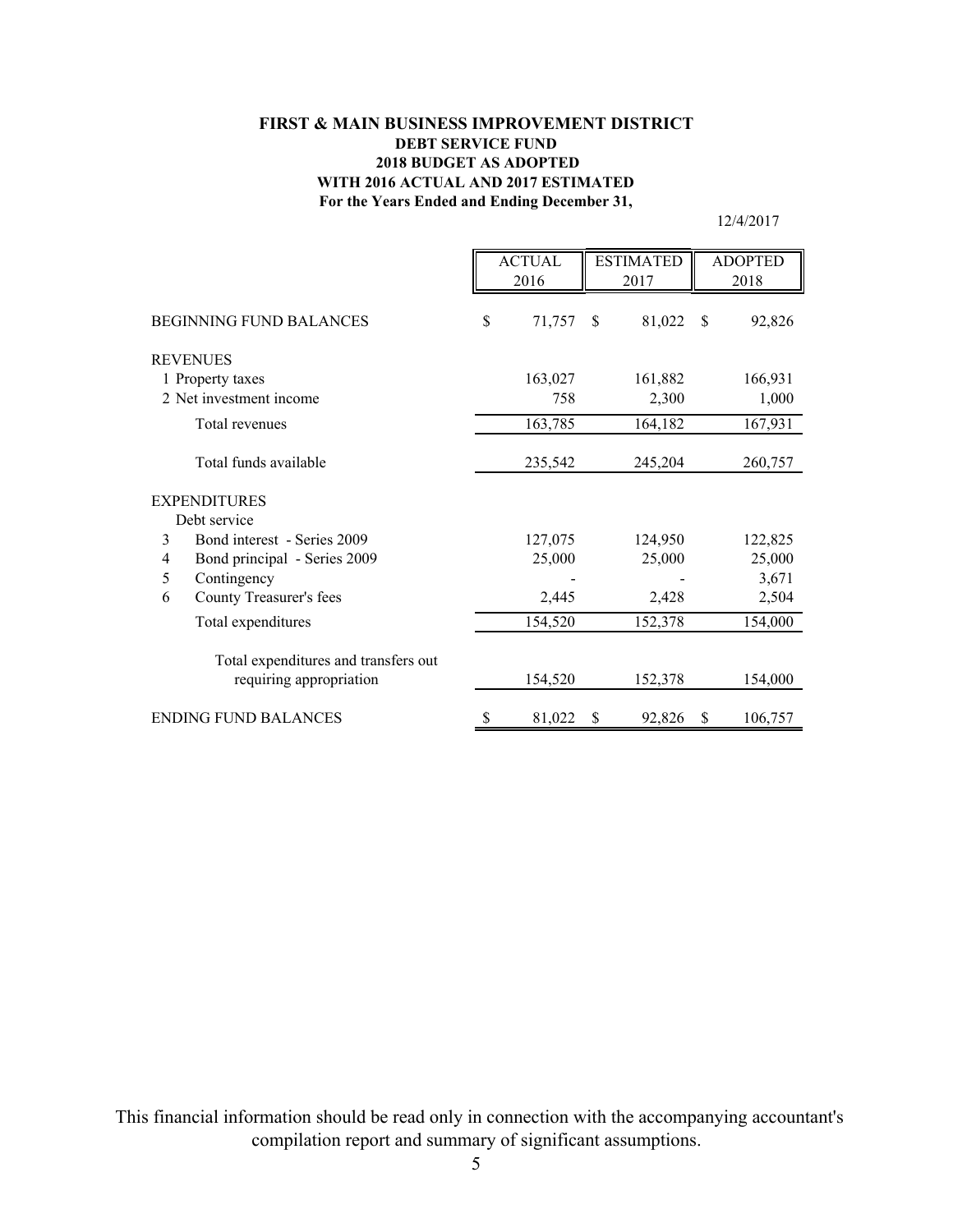**FIRST & MAIN BUSINESS IMPROVEMENT DISTRICT**
**DEBT SERVICE FUND**
**2018 BUDGET AS ADOPTED**
**WITH 2016 ACTUAL AND 2017 ESTIMATED**
**For the Years Ended and Ending December 31,**

12/4/2017

| | ACTUAL 2016 | ESTIMATED 2017 | ADOPTED 2018 |
|---|---|---|---|
| BEGINNING FUND BALANCES | $ 71,757 | $ 81,022 | $ 92,826 |
| REVENUES | | | |
| 1 Property taxes | 163,027 | 161,882 | 166,931 |
| 2 Net investment income | 758 | 2,300 | 1,000 |
| Total revenues | 163,785 | 164,182 | 167,931 |
| Total funds available | 235,542 | 245,204 | 260,757 |
| EXPENDITURES | | | |
| Debt service | | | |
| 3 Bond interest - Series 2009 | 127,075 | 124,950 | 122,825 |
| 4 Bond principal - Series 2009 | 25,000 | 25,000 | 25,000 |
| 5 Contingency | - | - | 3,671 |
| 6 County Treasurer's fees | 2,445 | 2,428 | 2,504 |
| Total expenditures | 154,520 | 152,378 | 154,000 |
| Total expenditures and transfers out requiring appropriation | 154,520 | 152,378 | 154,000 |
| ENDING FUND BALANCES | $ 81,022 | $ 92,826 | $ 106,757 |

This financial information should be read only in connection with the accompanying accountant's compilation report and summary of significant assumptions.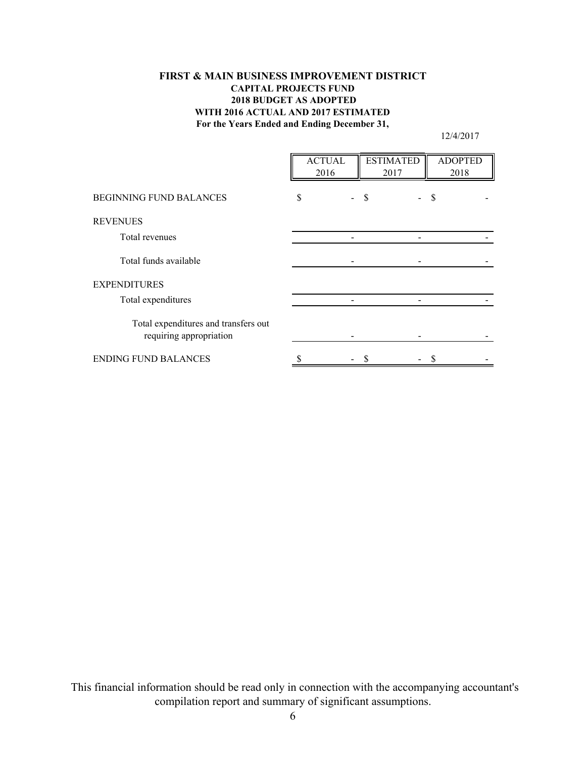**FIRST & MAIN BUSINESS IMPROVEMENT DISTRICT**
**CAPITAL PROJECTS FUND**
**2018 BUDGET AS ADOPTED**
**WITH 2016 ACTUAL AND 2017 ESTIMATED**
**For the Years Ended and Ending December 31,**

12/4/2017

| | ACTUAL 2016 | ESTIMATED 2017 | ADOPTED 2018 |
|---|---|---|---|
| BEGINNING FUND BALANCES | $ - | $ - | $ - |
| REVENUES | | | |
| Total revenues | - | - | - |
| Total funds available | - | - | - |
| EXPENDITURES | | | |
| Total expenditures | - | - | - |
| Total expenditures and transfers out requiring appropriation | - | - | - |
| ENDING FUND BALANCES | $ - | $ - | $ - |

This financial information should be read only in connection with the accompanying accountant's compilation report and summary of significant assumptions.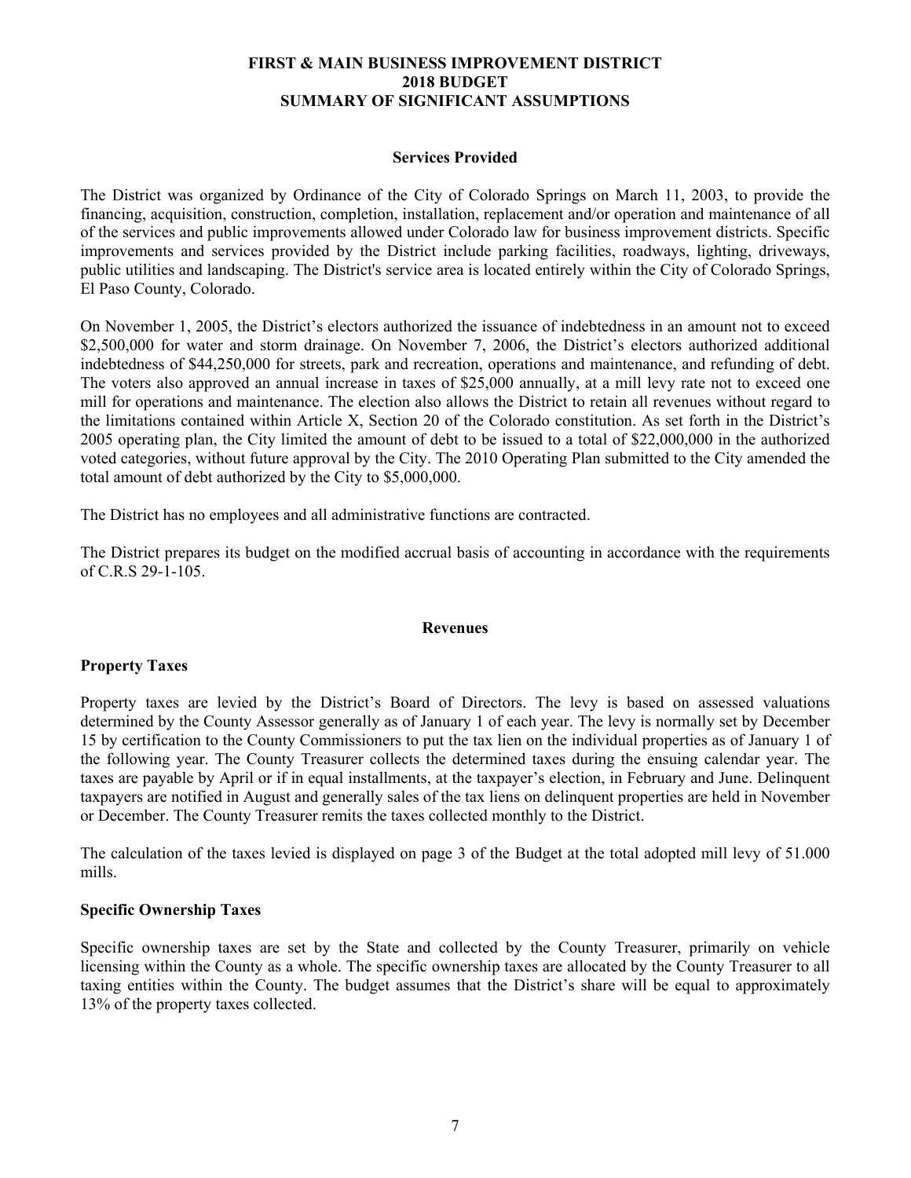# FIRST & MAIN BUSINESS IMPROVEMENT DISTRICT
# 2018 BUDGET
# SUMMARY OF SIGNIFICANT ASSUMPTIONS

## Services Provided

The District was organized by Ordinance of the City of Colorado Springs on March 11, 2003, to provide the financing, acquisition, construction, completion, installation, replacement and/or operation and maintenance of all of the services and public improvements allowed under Colorado law for business improvement districts. Specific improvements and services provided by the District include parking facilities, roadways, lighting, driveways, public utilities and landscaping. The District's service area is located entirely within the City of Colorado Springs, El Paso County, Colorado.

On November 1, 2005, the District's electors authorized the issuance of indebtedness in an amount not to exceed $2,500,000 for water and storm drainage. On November 7, 2006, the District's electors authorized additional indebtedness of $44,250,000 for streets, park and recreation, operations and maintenance, and refunding of debt. The voters also approved an annual increase in taxes of $25,000 annually, at a mill levy rate not to exceed one mill for operations and maintenance. The election also allows the District to retain all revenues without regard to the limitations contained within Article X, Section 20 of the Colorado constitution. As set forth in the District's 2005 operating plan, the City limited the amount of debt to be issued to a total of $22,000,000 in the authorized voted categories, without future approval by the City. The 2010 Operating Plan submitted to the City amended the total amount of debt authorized by the City to $5,000,000.

The District has no employees and all administrative functions are contracted.

The District prepares its budget on the modified accrual basis of accounting in accordance with the requirements of C.R.S 29-1-105.

## Revenues

### Property Taxes

Property taxes are levied by the District's Board of Directors. The levy is based on assessed valuations determined by the County Assessor generally as of January 1 of each year. The levy is normally set by December 15 by certification to the County Commissioners to put the tax lien on the individual properties as of January 1 of the following year. The County Treasurer collects the determined taxes during the ensuing calendar year. The taxes are payable by April or if in equal installments, at the taxpayer's election, in February and June. Delinquent taxpayers are notified in August and generally sales of the tax liens on delinquent properties are held in November or December. The County Treasurer remits the taxes collected monthly to the District.

The calculation of the taxes levied is displayed on page 3 of the Budget at the total adopted mill levy of 51.000 mills.

### Specific Ownership Taxes

Specific ownership taxes are set by the State and collected by the County Treasurer, primarily on vehicle licensing within the County as a whole. The specific ownership taxes are allocated by the County Treasurer to all taxing entities within the County. The budget assumes that the District's share will be equal to approximately 13% of the property taxes collected.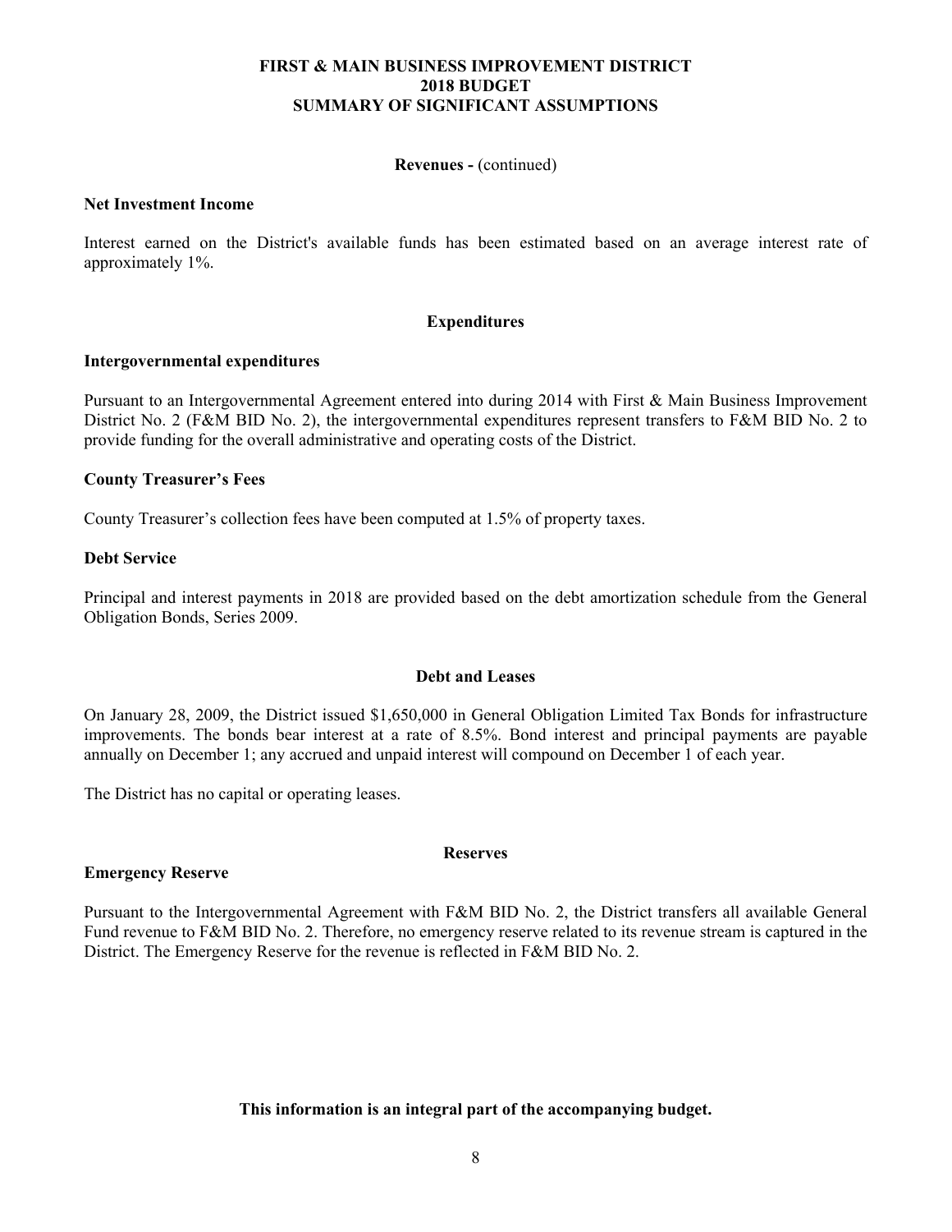**FIRST & MAIN BUSINESS IMPROVEMENT DISTRICT**
**2018 BUDGET**
**SUMMARY OF SIGNIFICANT ASSUMPTIONS**

**Revenues -** (continued)

**Net Investment Income**

Interest earned on the District's available funds has been estimated based on an average interest rate of approximately 1%.

## Expenditures

**Intergovernmental expenditures**

Pursuant to an Intergovernmental Agreement entered into during 2014 with First & Main Business Improvement District No. 2 (F&M BID No. 2), the intergovernmental expenditures represent transfers to F&M BID No. 2 to provide funding for the overall administrative and operating costs of the District.

**County Treasurer's Fees**

County Treasurer's collection fees have been computed at 1.5% of property taxes.

**Debt Service**

Principal and interest payments in 2018 are provided based on the debt amortization schedule from the General Obligation Bonds, Series 2009.

## Debt and Leases

On January 28, 2009, the District issued $1,650,000 in General Obligation Limited Tax Bonds for infrastructure improvements. The bonds bear interest at a rate of 8.5%. Bond interest and principal payments are payable annually on December 1; any accrued and unpaid interest will compound on December 1 of each year.

The District has no capital or operating leases.

## Reserves

**Emergency Reserve**

Pursuant to the Intergovernmental Agreement with F&M BID No. 2, the District transfers all available General Fund revenue to F&M BID No. 2. Therefore, no emergency reserve related to its revenue stream is captured in the District. The Emergency Reserve for the revenue is reflected in F&M BID No. 2.

**This information is an integral part of the accompanying budget.**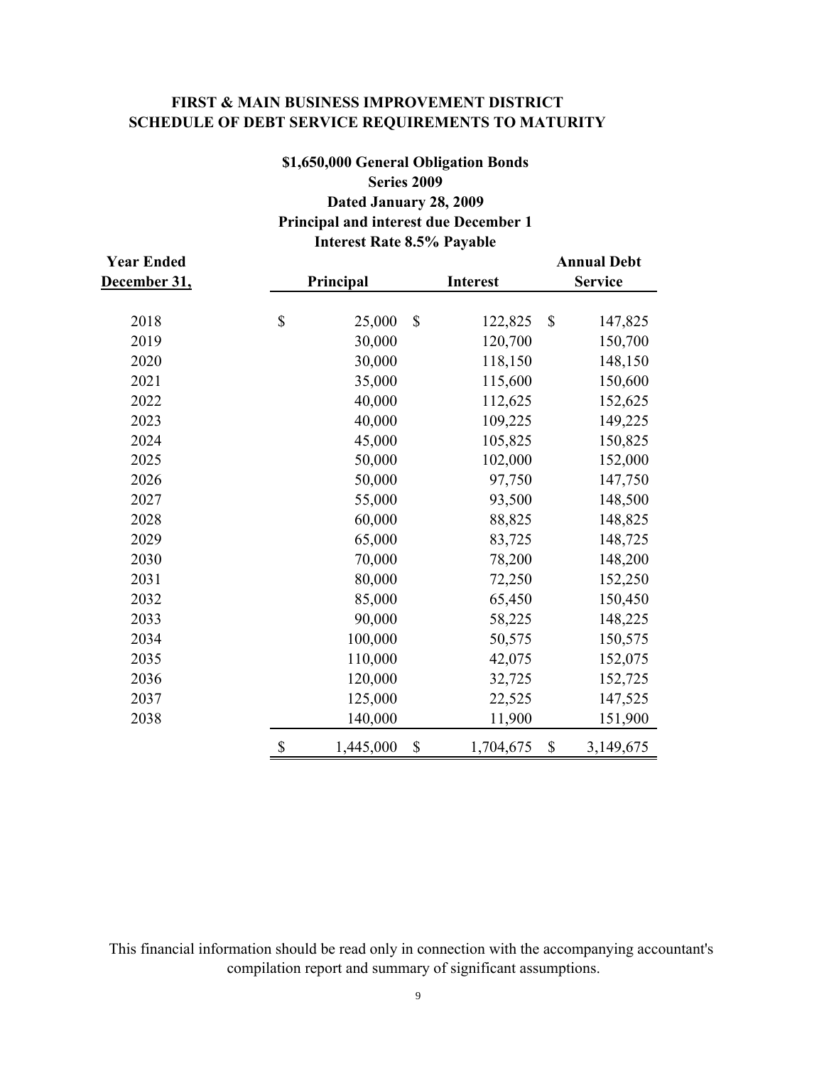## FIRST & MAIN BUSINESS IMPROVEMENT DISTRICT
## SCHEDULE OF DEBT SERVICE REQUIREMENTS TO MATURITY

**$1,650,000 General Obligation Bonds**
**Series 2009**
**Dated January 28, 2009**
**Principal and interest due December 1**
**Interest Rate 8.5% Payable**

| Year Ended December 31, | Principal | Interest | Annual Debt Service |
|---|---|---|---|
| 2018 | $ 25,000 | $ 122,825 | $ 147,825 |
| 2019 | 30,000 | 120,700 | 150,700 |
| 2020 | 30,000 | 118,150 | 148,150 |
| 2021 | 35,000 | 115,600 | 150,600 |
| 2022 | 40,000 | 112,625 | 152,625 |
| 2023 | 40,000 | 109,225 | 149,225 |
| 2024 | 45,000 | 105,825 | 150,825 |
| 2025 | 50,000 | 102,000 | 152,000 |
| 2026 | 50,000 | 97,750 | 147,750 |
| 2027 | 55,000 | 93,500 | 148,500 |
| 2028 | 60,000 | 88,825 | 148,825 |
| 2029 | 65,000 | 83,725 | 148,725 |
| 2030 | 70,000 | 78,200 | 148,200 |
| 2031 | 80,000 | 72,250 | 152,250 |
| 2032 | 85,000 | 65,450 | 150,450 |
| 2033 | 90,000 | 58,225 | 148,225 |
| 2034 | 100,000 | 50,575 | 150,575 |
| 2035 | 110,000 | 42,075 | 152,075 |
| 2036 | 120,000 | 32,725 | 152,725 |
| 2037 | 125,000 | 22,525 | 147,525 |
| 2038 | 140,000 | 11,900 | 151,900 |
| | $ 1,445,000 | $ 1,704,675 | $ 3,149,675 |

This financial information should be read only in connection with the accompanying accountant's compilation report and summary of significant assumptions.